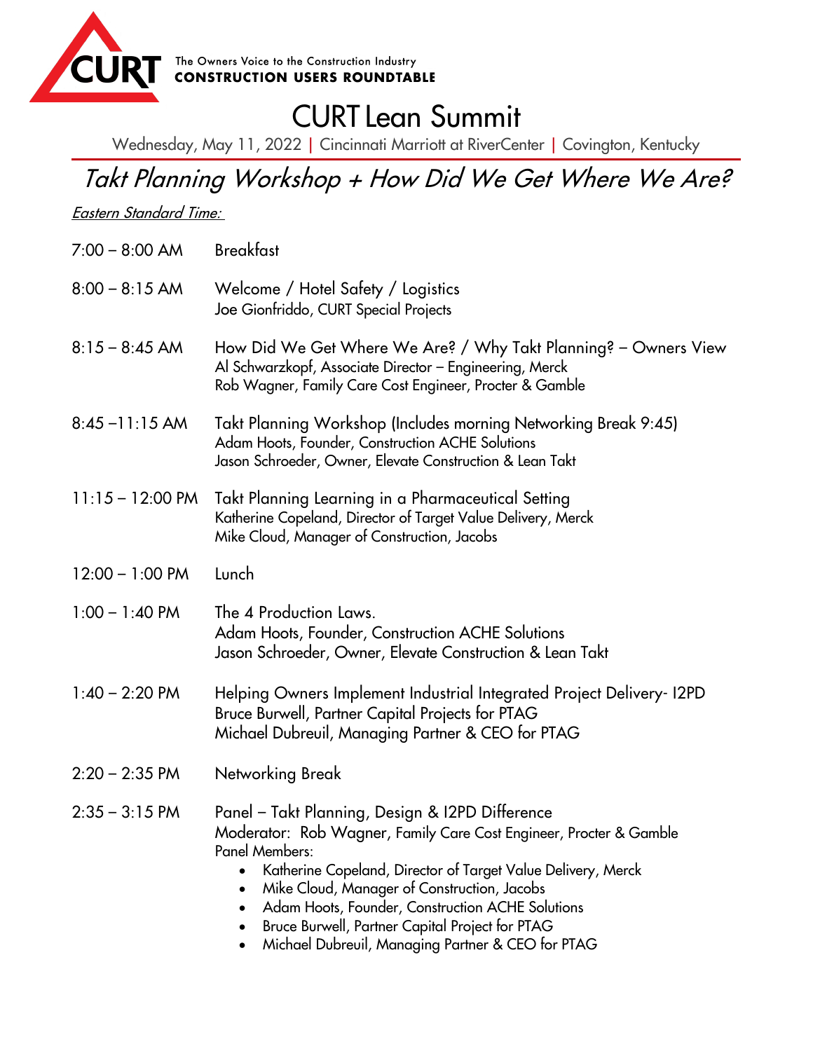CURT The Owners Voice to the Construction Industry
**CONSTRUCTION USERS ROUNDTABLE**

# CURT Lean Summit

Wednesday, May 11, 2022 | Cincinnati Marriott at RiverCenter | Covington, Kentucky

## *Takt Planning Workshop + How Did We Get Where We Are?*

*Eastern Standard Time:*

| Time | Session |
|---|---|
| 7:00 – 8:00 AM | Breakfast |
| 8:00 – 8:15 AM | Welcome / Hotel Safety / Logistics<br>Joe Gionfriddo, CURT Special Projects |
| 8:15 – 8:45 AM | How Did We Get Where We Are? / Why Takt Planning? – Owners View<br>Al Schwarzkopf, Associate Director – Engineering, Merck<br>Rob Wagner, Family Care Cost Engineer, Procter & Gamble |
| 8:45 –11:15 AM | Takt Planning Workshop (Includes morning Networking Break 9:45)<br>Adam Hoots, Founder, Construction ACHE Solutions<br>Jason Schroeder, Owner, Elevate Construction & Lean Takt |
| 11:15 – 12:00 PM | Takt Planning Learning in a Pharmaceutical Setting<br>Katherine Copeland, Director of Target Value Delivery, Merck<br>Mike Cloud, Manager of Construction, Jacobs |
| 12:00 – 1:00 PM | Lunch |
| 1:00 – 1:40 PM | The 4 Production Laws.<br>Adam Hoots, Founder, Construction ACHE Solutions<br>Jason Schroeder, Owner, Elevate Construction & Lean Takt |
| 1:40 – 2:20 PM | Helping Owners Implement Industrial Integrated Project Delivery- I2PD<br>Bruce Burwell, Partner Capital Projects for PTAG<br>Michael Dubreuil, Managing Partner & CEO for PTAG |
| 2:20 – 2:35 PM | Networking Break |
| 2:35 – 3:15 PM | Panel – Takt Planning, Design & I2PD Difference<br>Moderator: Rob Wagner, Family Care Cost Engineer, Procter & Gamble<br>Panel Members:<br>• Katherine Copeland, Director of Target Value Delivery, Merck<br>• Mike Cloud, Manager of Construction, Jacobs<br>• Adam Hoots, Founder, Construction ACHE Solutions<br>• Bruce Burwell, Partner Capital Project for PTAG<br>• Michael Dubreuil, Managing Partner & CEO for PTAG |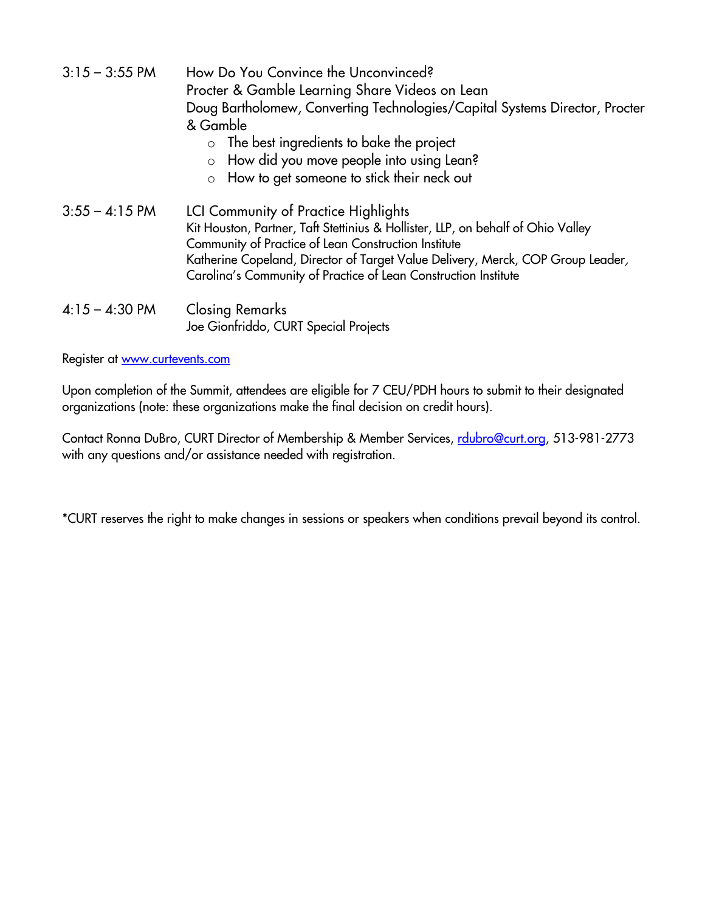3:15 – 3:55 PM How Do You Convince the Unconvinced?
Procter & Gamble Learning Share Videos on Lean
Doug Bartholomew, Converting Technologies/Capital Systems Director, Procter & Gamble

- The best ingredients to bake the project
- How did you move people into using Lean?
- How to get someone to stick their neck out

3:55 – 4:15 PM LCI Community of Practice Highlights
Kit Houston, Partner, Taft Stettinius & Hollister, LLP, on behalf of Ohio Valley Community of Practice of Lean Construction Institute
Katherine Copeland, Director of Target Value Delivery, Merck, COP Group Leader, Carolina's Community of Practice of Lean Construction Institute

4:15 – 4:30 PM Closing Remarks
Joe Gionfriddo, CURT Special Projects

Register at www.curtevents.com

Upon completion of the Summit, attendees are eligible for 7 CEU/PDH hours to submit to their designated organizations (note: these organizations make the final decision on credit hours).

Contact Ronna DuBro, CURT Director of Membership & Member Services, rdubro@curt.org, 513-981-2773 with any questions and/or assistance needed with registration.

*CURT reserves the right to make changes in sessions or speakers when conditions prevail beyond its control.